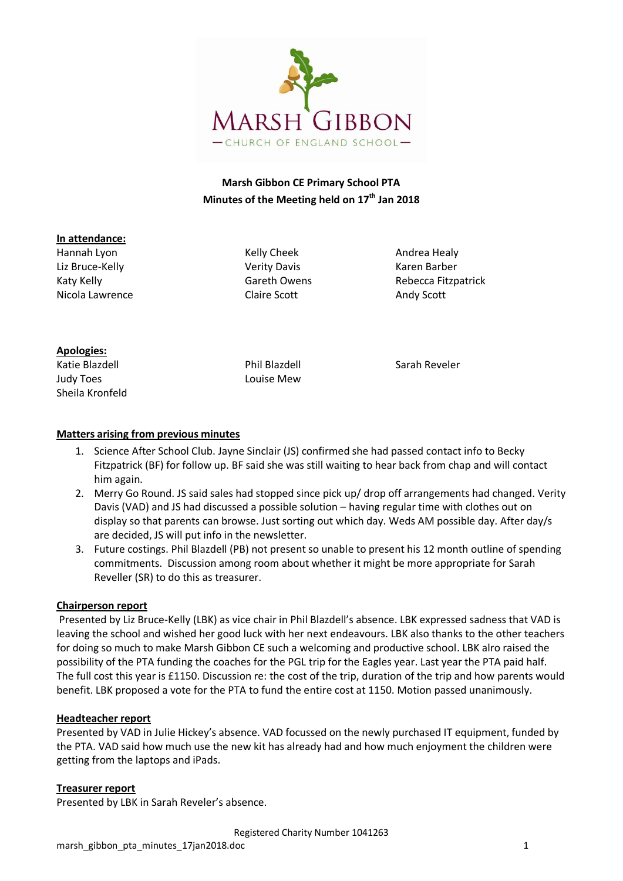MARSH GIBBON

— CHURCH OF ENGLAND SCHOOL —

**Marsh Gibbon CE Primary School PTA**
**Minutes of the Meeting held on 17th Jan 2018**

**In attendance:**

Hannah Lyon
Liz Bruce-Kelly
Katy Kelly
Nicola Lawrence
Kelly Cheek
Verity Davis
Gareth Owens
Claire Scott
Andrea Healy
Karen Barber
Rebecca Fitzpatrick
Andy Scott

**Apologies:**

Katie Blazdell
Judy Toes
Sheila Kronfeld
Phil Blazdell
Louise Mew
Sarah Reveler

**Matters arising from previous minutes**

1. Science After School Club. Jayne Sinclair (JS) confirmed she had passed contact info to Becky Fitzpatrick (BF) for follow up. BF said she was still waiting to hear back from chap and will contact him again.
2. Merry Go Round. JS said sales had stopped since pick up/ drop off arrangements had changed. Verity Davis (VAD) and JS had discussed a possible solution – having regular time with clothes out on display so that parents can browse. Just sorting out which day. Weds AM possible day. After day/s are decided, JS will put info in the newsletter.
3. Future costings. Phil Blazdell (PB) not present so unable to present his 12 month outline of spending commitments. Discussion among room about whether it might be more appropriate for Sarah Reveller (SR) to do this as treasurer.

**Chairperson report**

Presented by Liz Bruce-Kelly (LBK) as vice chair in Phil Blazdell's absence. LBK expressed sadness that VAD is leaving the school and wished her good luck with her next endeavours. LBK also thanks to the other teachers for doing so much to make Marsh Gibbon CE such a welcoming and productive school. LBK alro raised the possibility of the PTA funding the coaches for the PGL trip for the Eagles year. Last year the PTA paid half. The full cost this year is £1150. Discussion re: the cost of the trip, duration of the trip and how parents would benefit. LBK proposed a vote for the PTA to fund the entire cost at 1150. Motion passed unanimously.

**Headteacher report**

Presented by VAD in Julie Hickey's absence. VAD focussed on the newly purchased IT equipment, funded by the PTA. VAD said how much use the new kit has already had and how much enjoyment the children were getting from the laptops and iPads.

**Treasurer report**

Presented by LBK in Sarah Reveler's absence.

Registered Charity Number 1041263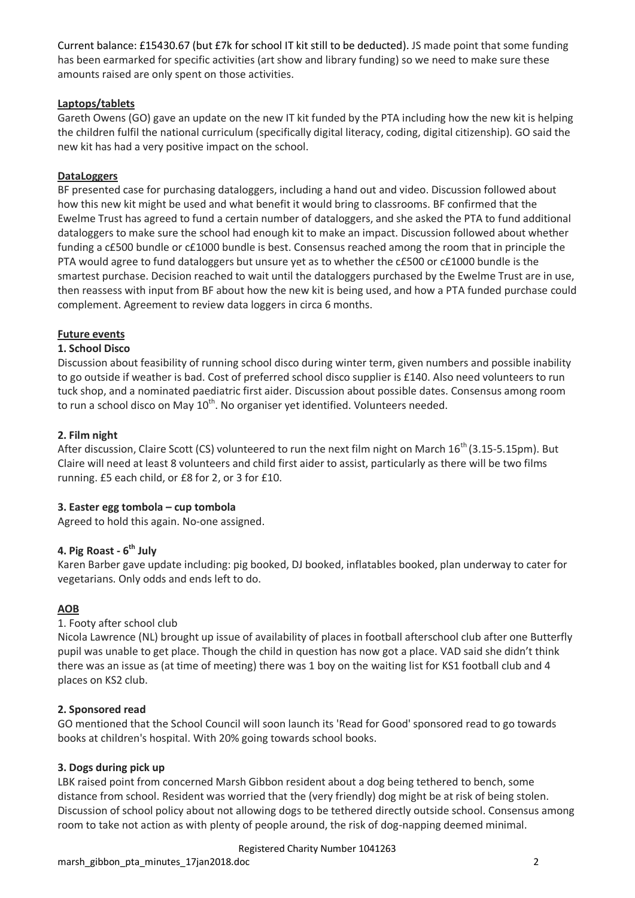Current balance: £15430.67 (but £7k for school IT kit still to be deducted). JS made point that some funding has been earmarked for specific activities (art show and library funding) so we need to make sure these amounts raised are only spent on those activities.

**Laptops/tablets**

Gareth Owens (GO) gave an update on the new IT kit funded by the PTA including how the new kit is helping the children fulfil the national curriculum (specifically digital literacy, coding, digital citizenship). GO said the new kit has had a very positive impact on the school.

**DataLoggers**

BF presented case for purchasing dataloggers, including a hand out and video. Discussion followed about how this new kit might be used and what benefit it would bring to classrooms. BF confirmed that the Ewelme Trust has agreed to fund a certain number of dataloggers, and she asked the PTA to fund additional dataloggers to make sure the school had enough kit to make an impact. Discussion followed about whether funding a c£500 bundle or c£1000 bundle is best. Consensus reached among the room that in principle the PTA would agree to fund dataloggers but unsure yet as to whether the c£500 or c£1000 bundle is the smartest purchase. Decision reached to wait until the dataloggers purchased by the Ewelme Trust are in use, then reassess with input from BF about how the new kit is being used, and how a PTA funded purchase could complement. Agreement to review data loggers in circa 6 months.

**Future events**

**1. School Disco**

Discussion about feasibility of running school disco during winter term, given numbers and possible inability to go outside if weather is bad. Cost of preferred school disco supplier is £140. Also need volunteers to run tuck shop, and a nominated paediatric first aider. Discussion about possible dates. Consensus among room to run a school disco on May 10th. No organiser yet identified. Volunteers needed.

**2. Film night**

After discussion, Claire Scott (CS) volunteered to run the next film night on March 16th (3.15-5.15pm). But Claire will need at least 8 volunteers and child first aider to assist, particularly as there will be two films running. £5 each child, or £8 for 2, or 3 for £10.

**3. Easter egg tombola – cup tombola**

Agreed to hold this again. No-one assigned.

**4. Pig Roast - 6th July**

Karen Barber gave update including: pig booked, DJ booked, inflatables booked, plan underway to cater for vegetarians. Only odds and ends left to do.

**AOB**

1. Footy after school club

Nicola Lawrence (NL) brought up issue of availability of places in football afterschool club after one Butterfly pupil was unable to get place. Though the child in question has now got a place. VAD said she didn't think there was an issue as (at time of meeting) there was 1 boy on the waiting list for KS1 football club and 4 places on KS2 club.

**2. Sponsored read**

GO mentioned that the School Council will soon launch its 'Read for Good' sponsored read to go towards books at children's hospital. With 20% going towards school books.

**3. Dogs during pick up**

LBK raised point from concerned Marsh Gibbon resident about a dog being tethered to bench, some distance from school. Resident was worried that the (very friendly) dog might be at risk of being stolen. Discussion of school policy about not allowing dogs to be tethered directly outside school. Consensus among room to take not action as with plenty of people around, the risk of dog-napping deemed minimal.

Registered Charity Number 1041263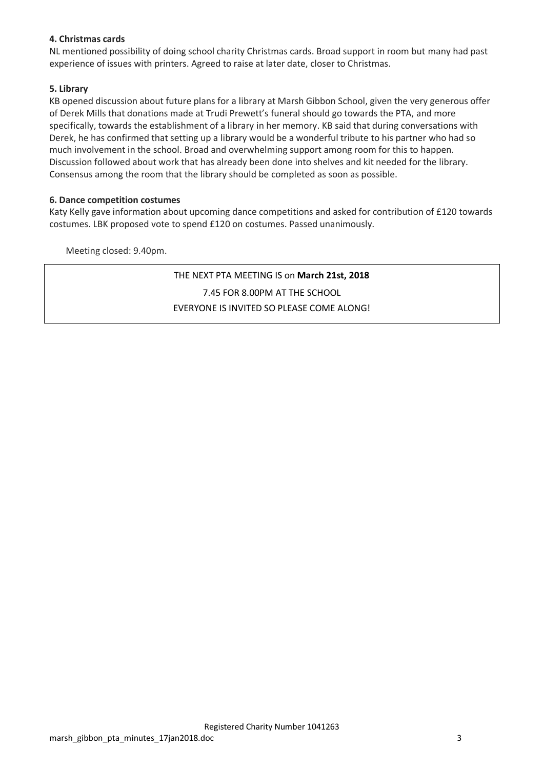**4. Christmas cards**

NL mentioned possibility of doing school charity Christmas cards. Broad support in room but many had past experience of issues with printers. Agreed to raise at later date, closer to Christmas.

**5. Library**

KB opened discussion about future plans for a library at Marsh Gibbon School, given the very generous offer of Derek Mills that donations made at Trudi Prewett's funeral should go towards the PTA, and more specifically, towards the establishment of a library in her memory. KB said that during conversations with Derek, he has confirmed that setting up a library would be a wonderful tribute to his partner who had so much involvement in the school. Broad and overwhelming support among room for this to happen. Discussion followed about work that has already been done into shelves and kit needed for the library. Consensus among the room that the library should be completed as soon as possible.

**6. Dance competition costumes**

Katy Kelly gave information about upcoming dance competitions and asked for contribution of £120 towards costumes. LBK proposed vote to spend £120 on costumes. Passed unanimously.

Meeting closed: 9.40pm.

THE NEXT PTA MEETING IS on **March 21st, 2018**

7.45 FOR 8.00PM AT THE SCHOOL

EVERYONE IS INVITED SO PLEASE COME ALONG!

Registered Charity Number 1041263